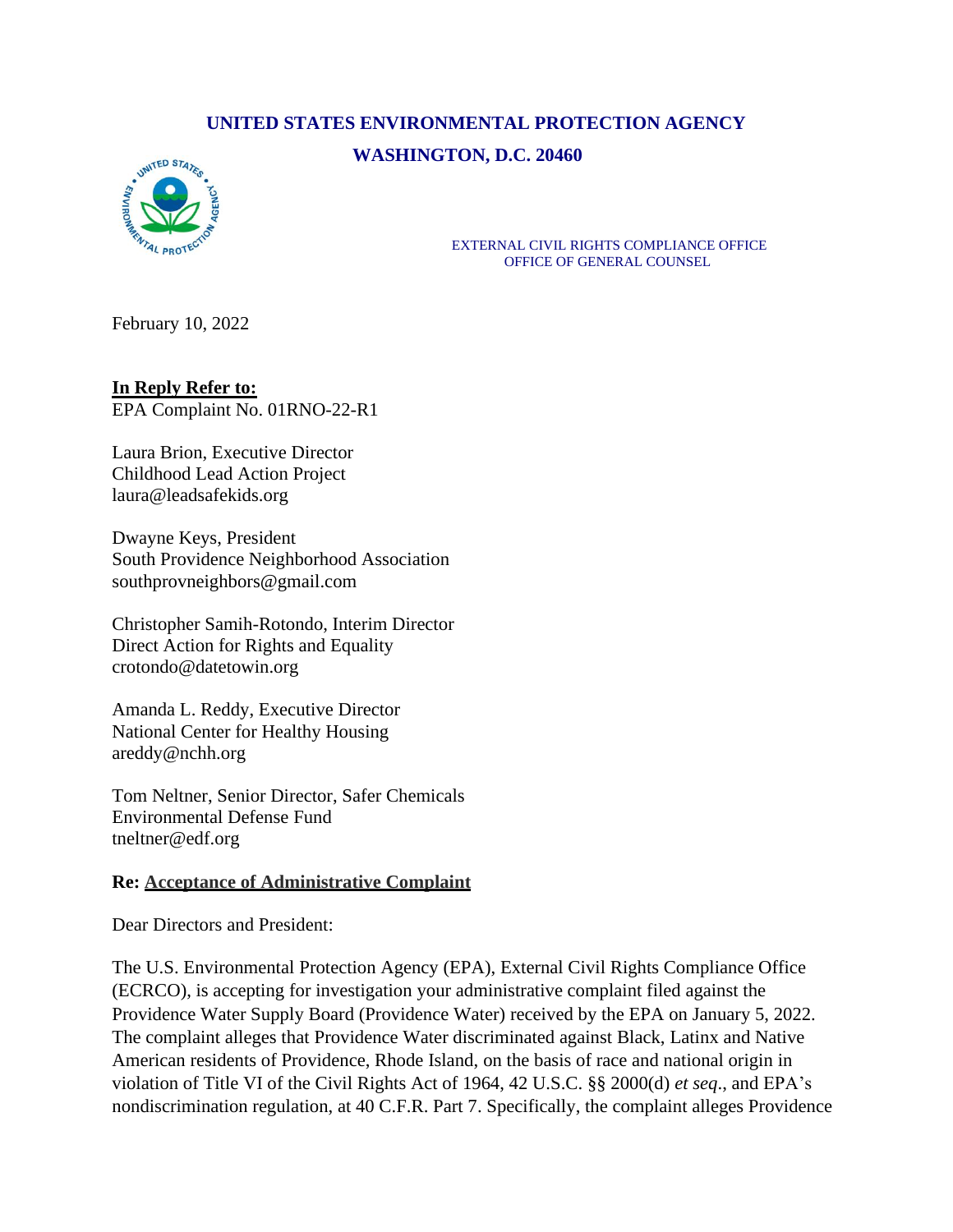**UNITED STATES ENVIRONMENTAL PROTECTION AGENCY**

**WASHINGTON, D.C. 20460**

EXTERNAL CIVIL RIGHTS COMPLIANCE OFFICE
OFFICE OF GENERAL COUNSEL

February 10, 2022

**In Reply Refer to:**
EPA Complaint No. 01RNO-22-R1

Laura Brion, Executive Director
Childhood Lead Action Project
laura@leadsafekids.org

Dwayne Keys, President
South Providence Neighborhood Association
southprovneighbors@gmail.com

Christopher Samih-Rotondo, Interim Director
Direct Action for Rights and Equality
crotondo@datetowin.org

Amanda L. Reddy, Executive Director
National Center for Healthy Housing
areddy@nchh.org

Tom Neltner, Senior Director, Safer Chemicals
Environmental Defense Fund
tneltner@edf.org

**Re: Acceptance of Administrative Complaint**

Dear Directors and President:

The U.S. Environmental Protection Agency (EPA), External Civil Rights Compliance Office (ECRCO), is accepting for investigation your administrative complaint filed against the Providence Water Supply Board (Providence Water) received by the EPA on January 5, 2022. The complaint alleges that Providence Water discriminated against Black, Latinx and Native American residents of Providence, Rhode Island, on the basis of race and national origin in violation of Title VI of the Civil Rights Act of 1964, 42 U.S.C. §§ 2000(d) *et seq*., and EPA's nondiscrimination regulation, at 40 C.F.R. Part 7. Specifically, the complaint alleges Providence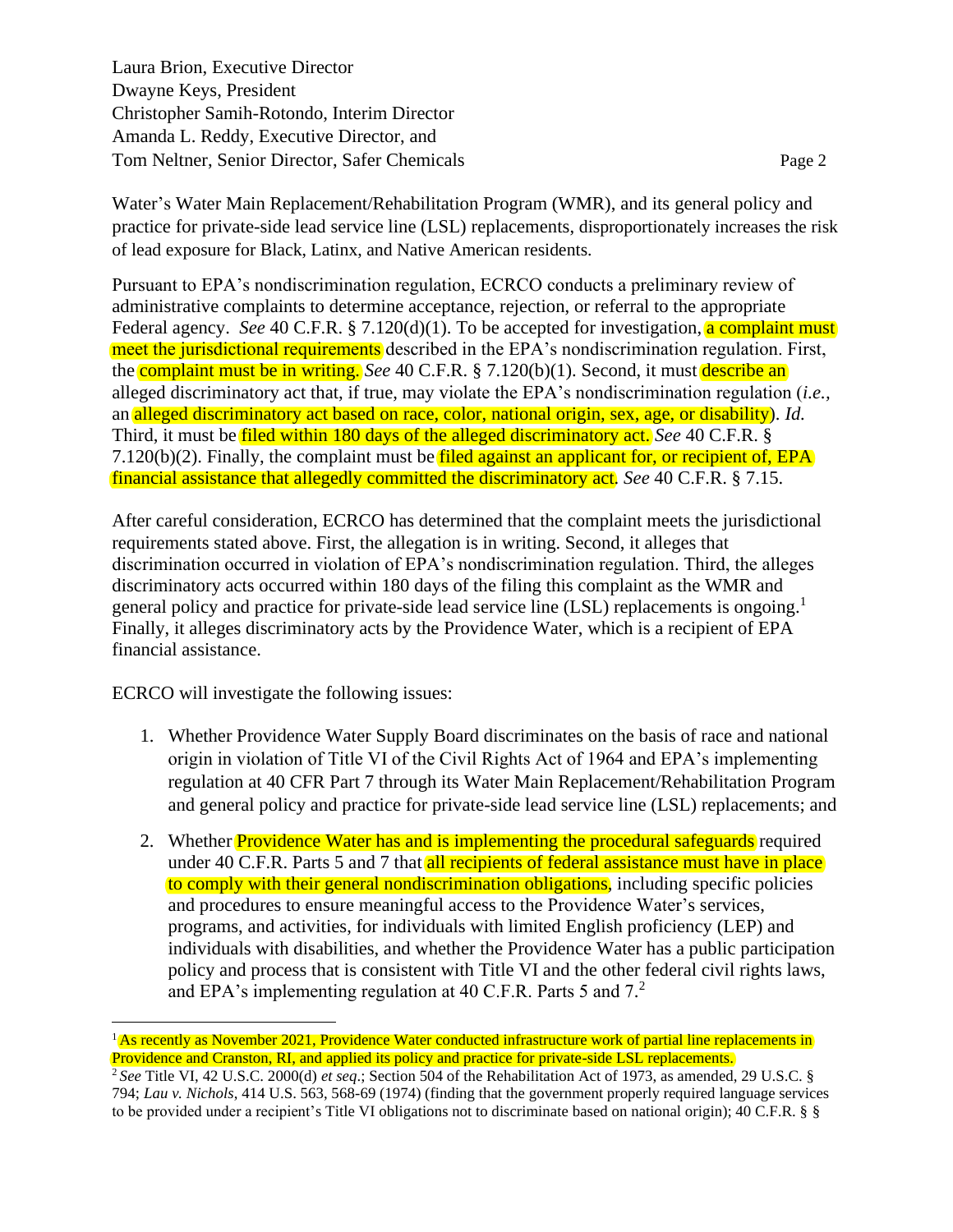Water's Water Main Replacement/Rehabilitation Program (WMR), and its general policy and practice for private-side lead service line (LSL) replacements, disproportionately increases the risk of lead exposure for Black, Latinx, and Native American residents.

Pursuant to EPA's nondiscrimination regulation, ECRCO conducts a preliminary review of administrative complaints to determine acceptance, rejection, or referral to the appropriate Federal agency. *See* 40 C.F.R. § 7.120(d)(1). To be accepted for investigation, a complaint must meet the jurisdictional requirements described in the EPA's nondiscrimination regulation. First, the complaint must be in writing. *See* 40 C.F.R. § 7.120(b)(1). Second, it must describe an alleged discriminatory act that, if true, may violate the EPA's nondiscrimination regulation (*i.e.*, an alleged discriminatory act based on race, color, national origin, sex, age, or disability). *Id.* Third, it must be filed within 180 days of the alleged discriminatory act. *See* 40 C.F.R. § 7.120(b)(2). Finally, the complaint must be filed against an applicant for, or recipient of, EPA financial assistance that allegedly committed the discriminatory act. *See* 40 C.F.R. § 7.15.

After careful consideration, ECRCO has determined that the complaint meets the jurisdictional requirements stated above. First, the allegation is in writing. Second, it alleges that discrimination occurred in violation of EPA's nondiscrimination regulation. Third, the alleges discriminatory acts occurred within 180 days of the filing this complaint as the WMR and general policy and practice for private-side lead service line (LSL) replacements is ongoing.[1] Finally, it alleges discriminatory acts by the Providence Water, which is a recipient of EPA financial assistance.

ECRCO will investigate the following issues:

1. Whether Providence Water Supply Board discriminates on the basis of race and national origin in violation of Title VI of the Civil Rights Act of 1964 and EPA's implementing regulation at 40 CFR Part 7 through its Water Main Replacement/Rehabilitation Program and general policy and practice for private-side lead service line (LSL) replacements; and

2. Whether Providence Water has and is implementing the procedural safeguards required under 40 C.F.R. Parts 5 and 7 that all recipients of federal assistance must have in place to comply with their general nondiscrimination obligations, including specific policies and procedures to ensure meaningful access to the Providence Water's services, programs, and activities, for individuals with limited English proficiency (LEP) and individuals with disabilities, and whether the Providence Water has a public participation policy and process that is consistent with Title VI and the other federal civil rights laws, and EPA's implementing regulation at 40 C.F.R. Parts 5 and 7.[2]

---

[1] As recently as November 2021, Providence Water conducted infrastructure work of partial line replacements in Providence and Cranston, RI, and applied its policy and practice for private-side LSL replacements.

[2] *See* Title VI, 42 U.S.C. 2000(d) *et seq*.; Section 504 of the Rehabilitation Act of 1973, as amended, 29 U.S.C. § 794; *Lau v. Nichols*, 414 U.S. 563, 568-69 (1974) (finding that the government properly required language services to be provided under a recipient's Title VI obligations not to discriminate based on national origin); 40 C.F.R. § §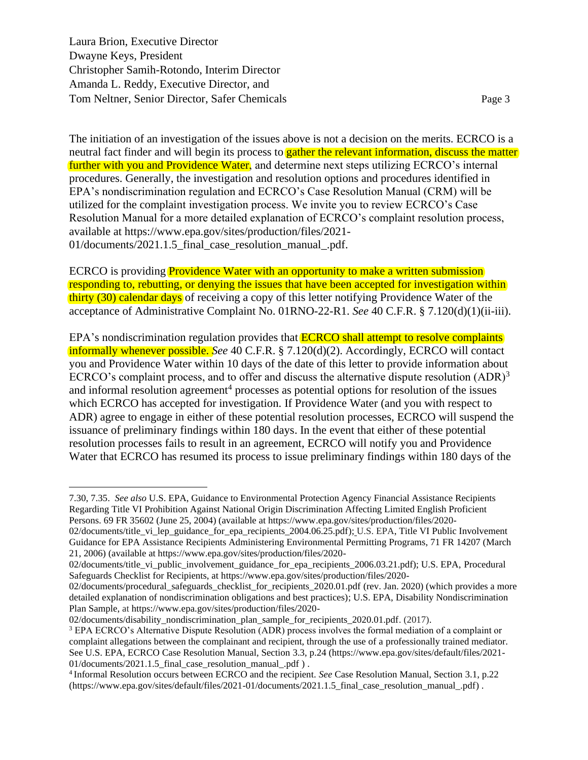The initiation of an investigation of the issues above is not a decision on the merits. ECRCO is a neutral fact finder and will begin its process to gather the relevant information, discuss the matter further with you and Providence Water, and determine next steps utilizing ECRCO's internal procedures. Generally, the investigation and resolution options and procedures identified in EPA's nondiscrimination regulation and ECRCO's Case Resolution Manual (CRM) will be utilized for the complaint investigation process. We invite you to review ECRCO's Case Resolution Manual for a more detailed explanation of ECRCO's complaint resolution process, available at https://www.epa.gov/sites/production/files/2021-01/documents/2021.1.5_final_case_resolution_manual_.pdf.

ECRCO is providing Providence Water with an opportunity to make a written submission responding to, rebutting, or denying the issues that have been accepted for investigation within thirty (30) calendar days of receiving a copy of this letter notifying Providence Water of the acceptance of Administrative Complaint No. 01RNO-22-R1. *See* 40 C.F.R. § 7.120(d)(1)(ii-iii).

EPA's nondiscrimination regulation provides that ECRCO shall attempt to resolve complaints informally whenever possible. *See* 40 C.F.R. § 7.120(d)(2). Accordingly, ECRCO will contact you and Providence Water within 10 days of the date of this letter to provide information about ECRCO's complaint process, and to offer and discuss the alternative dispute resolution (ADR)[3] and informal resolution agreement[4] processes as potential options for resolution of the issues which ECRCO has accepted for investigation. If Providence Water (and you with respect to ADR) agree to engage in either of these potential resolution processes, ECRCO will suspend the issuance of preliminary findings within 180 days. In the event that either of these potential resolution processes fails to result in an agreement, ECRCO will notify you and Providence Water that ECRCO has resumed its process to issue preliminary findings within 180 days of the

---

7.30, 7.35. *See also* U.S. EPA, Guidance to Environmental Protection Agency Financial Assistance Recipients Regarding Title VI Prohibition Against National Origin Discrimination Affecting Limited English Proficient Persons. 69 FR 35602 (June 25, 2004) (available at https://www.epa.gov/sites/production/files/2020-02/documents/title_vi_lep_guidance_for_epa_recipients_2004.06.25.pdf); U.S. EPA, Title VI Public Involvement Guidance for EPA Assistance Recipients Administering Environmental Permitting Programs, 71 FR 14207 (March 21, 2006) (available at https://www.epa.gov/sites/production/files/2020-02/documents/title_vi_public_involvement_guidance_for_epa_recipients_2006.03.21.pdf); U.S. EPA, Procedural Safeguards Checklist for Recipients, at https://www.epa.gov/sites/production/files/2020-02/documents/procedural_safeguards_checklist_for_recipients_2020.01.pdf (rev. Jan. 2020) (which provides a more detailed explanation of nondiscrimination obligations and best practices); U.S. EPA, Disability Nondiscrimination Plan Sample, at https://www.epa.gov/sites/production/files/2020-02/documents/disability_nondiscrimination_plan_sample_for_recipients_2020.01.pdf. (2017).

[3] EPA ECRCO's Alternative Dispute Resolution (ADR) process involves the formal mediation of a complaint or complaint allegations between the complainant and recipient, through the use of a professionally trained mediator. See U.S. EPA, ECRCO Case Resolution Manual, Section 3.3, p.24 (https://www.epa.gov/sites/default/files/2021-01/documents/2021.1.5_final_case_resolution_manual_.pdf ) .

[4] Informal Resolution occurs between ECRCO and the recipient. *See* Case Resolution Manual, Section 3.1, p.22 (https://www.epa.gov/sites/default/files/2021-01/documents/2021.1.5_final_case_resolution_manual_.pdf) .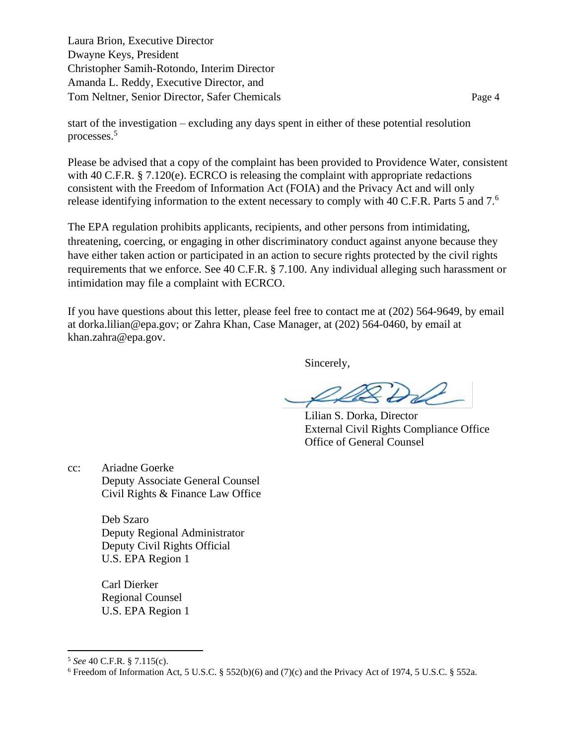start of the investigation – excluding any days spent in either of these potential resolution processes.[5]

Please be advised that a copy of the complaint has been provided to Providence Water, consistent with 40 C.F.R. § 7.120(e). ECRCO is releasing the complaint with appropriate redactions consistent with the Freedom of Information Act (FOIA) and the Privacy Act and will only release identifying information to the extent necessary to comply with 40 C.F.R. Parts 5 and 7.[6]

The EPA regulation prohibits applicants, recipients, and other persons from intimidating, threatening, coercing, or engaging in other discriminatory conduct against anyone because they have either taken action or participated in an action to secure rights protected by the civil rights requirements that we enforce. See 40 C.F.R. § 7.100. Any individual alleging such harassment or intimidation may file a complaint with ECRCO.

If you have questions about this letter, please feel free to contact me at (202) 564-9649, by email at dorka.lilian@epa.gov; or Zahra Khan, Case Manager, at (202) 564-0460, by email at khan.zahra@epa.gov.

Sincerely,

Lilian S. Dorka, Director
External Civil Rights Compliance Office
Office of General Counsel

cc: Ariadne Goerke
Deputy Associate General Counsel
Civil Rights & Finance Law Office

Deb Szaro
Deputy Regional Administrator
Deputy Civil Rights Official
U.S. EPA Region 1

Carl Dierker
Regional Counsel
U.S. EPA Region 1

---

[5] *See* 40 C.F.R. § 7.115(c).

[6] Freedom of Information Act, 5 U.S.C. § 552(b)(6) and (7)(c) and the Privacy Act of 1974, 5 U.S.C. § 552a.